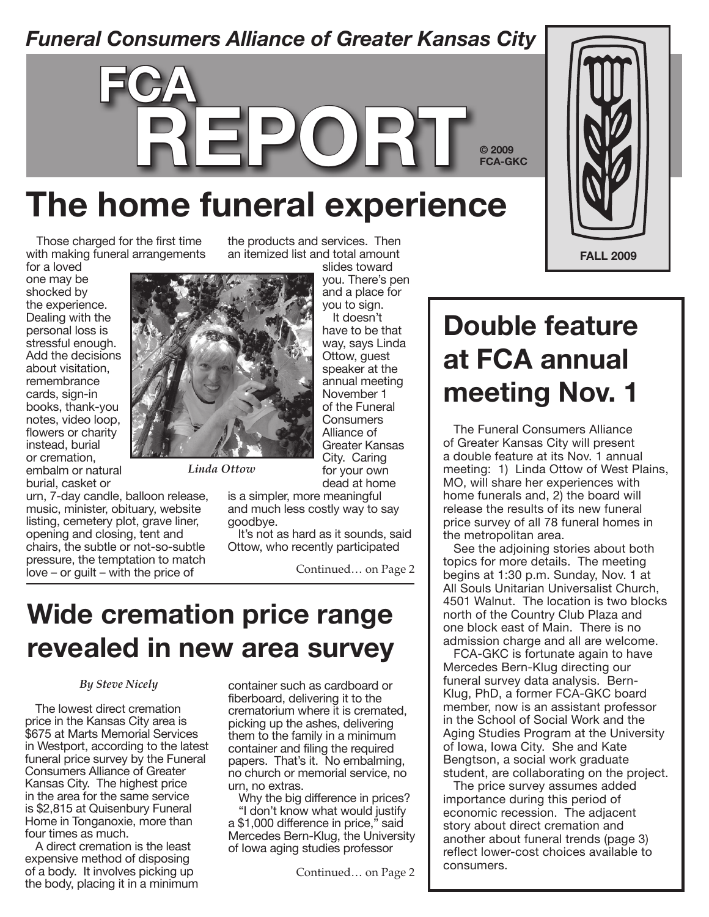*Funeral Consumers Alliance of Greater Kansas City*

# FCA REPORT

© 2009 FCA-GKC

FALL 2009

## The home funeral experience

Those charged for the first time with making funeral arrangements for a loved one may be shocked by the experience. Dealing with the personal loss is stressful enough. Add the decisions about visitation, remembrance cards, sign-in books, thank-you notes, video loop, flowers or charity instead, burial or cremation, embalm or natural burial, casket or urn, 7-day candle, balloon release, music, minister, obituary, website listing, cemetery plot, grave liner, opening and closing, tent and chairs, the subtle or not-so-subtle pressure, the temptation to match love – or guilt – with the price of the products and services. Then an itemized list and total amount slides toward you. There's pen and a place for you to sign.

*Linda Ottow*

It doesn't have to be that way, says Linda Ottow, guest speaker at the annual meeting November 1 of the Funeral Consumers Alliance of Greater Kansas City. Caring for your own dead at home is a simpler, more meaningful and much less costly way to say goodbye.

It's not as hard as it sounds, said Ottow, who recently participated

Continued… on Page 2

## Wide cremation price range revealed in new area survey

*By Steve Nicely*

The lowest direct cremation price in the Kansas City area is $675 at Marts Memorial Services in Westport, according to the latest funeral price survey by the Funeral Consumers Alliance of Greater Kansas City. The highest price in the area for the same service is $2,815 at Quisenbury Funeral Home in Tonganoxie, more than four times as much.

A direct cremation is the least expensive method of disposing of a body. It involves picking up the body, placing it in a minimum container such as cardboard or fiberboard, delivering it to the crematorium where it is cremated, picking up the ashes, delivering them to the family in a minimum container and filing the required papers. That's it. No embalming, no church or memorial service, no urn, no extras.

Why the big difference in prices?

"I don't know what would justify a $1,000 difference in price," said Mercedes Bern-Klug, the University of Iowa aging studies professor

Continued… on Page 2

## Double feature at FCA annual meeting Nov. 1

The Funeral Consumers Alliance of Greater Kansas City will present a double feature at its Nov. 1 annual meeting: 1) Linda Ottow of West Plains, MO, will share her experiences with home funerals and, 2) the board will release the results of its new funeral price survey of all 78 funeral homes in the metropolitan area.

See the adjoining stories about both topics for more details. The meeting begins at 1:30 p.m. Sunday, Nov. 1 at All Souls Unitarian Universalist Church, 4501 Walnut. The location is two blocks north of the Country Club Plaza and one block east of Main. There is no admission charge and all are welcome.

FCA-GKC is fortunate again to have Mercedes Bern-Klug directing our funeral survey data analysis. Bern-Klug, PhD, a former FCA-GKC board member, now is an assistant professor in the School of Social Work and the Aging Studies Program at the University of Iowa, Iowa City. She and Kate Bengtson, a social work graduate student, are collaborating on the project.

The price survey assumes added importance during this period of economic recession. The adjacent story about direct cremation and another about funeral trends (page 3) reflect lower-cost choices available to consumers.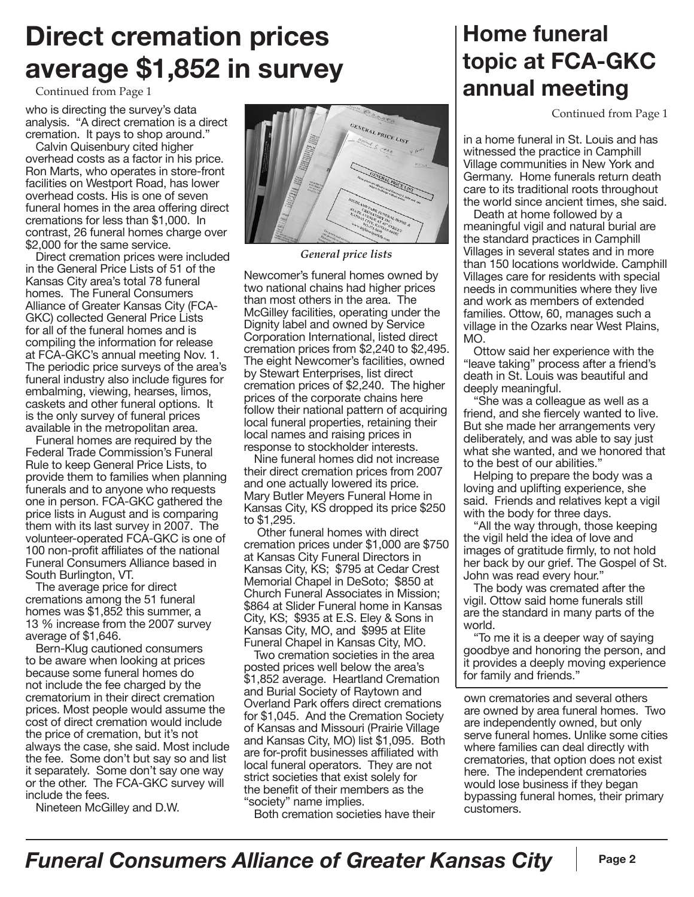# Direct cremation prices average $1,852 in survey

Continued from Page 1

who is directing the survey's data analysis. "A direct cremation is a direct cremation. It pays to shop around."

Calvin Quisenbury cited higher overhead costs as a factor in his price. Ron Marts, who operates in store-front facilities on Westport Road, has lower overhead costs. His is one of seven funeral homes in the area offering direct cremations for less than $1,000. In contrast, 26 funeral homes charge over $2,000 for the same service.

Direct cremation prices were included in the General Price Lists of 51 of the Kansas City area's total 78 funeral homes. The Funeral Consumers Alliance of Greater Kansas City (FCA-GKC) collected General Price Lists for all of the funeral homes and is compiling the information for release at FCA-GKC's annual meeting Nov. 1. The periodic price surveys of the area's funeral industry also include figures for embalming, viewing, hearses, limos, caskets and other funeral options. It is the only survey of funeral prices available in the metropolitan area.

Funeral homes are required by the Federal Trade Commission's Funeral Rule to keep General Price Lists, to provide them to families when planning funerals and to anyone who requests one in person. FCA-GKC gathered the price lists in August and is comparing them with its last survey in 2007. The volunteer-operated FCA-GKC is one of 100 non-profit affiliates of the national Funeral Consumers Alliance based in South Burlington, VT.

The average price for direct cremations among the 51 funeral homes was $1,852 this summer, a 13 % increase from the 2007 survey average of $1,646.

Bern-Klug cautioned consumers to be aware when looking at prices because some funeral homes do not include the fee charged by the crematorium in their direct cremation prices. Most people would assume the cost of direct cremation would include the price of cremation, but it's not always the case, she said. Most include the fee. Some don't but say so and list it separately. Some don't say one way or the other. The FCA-GKC survey will include the fees.

Nineteen McGilley and D.W.

*General price lists*

Newcomer's funeral homes owned by two national chains had higher prices than most others in the area. The McGilley facilities, operating under the Dignity label and owned by Service Corporation International, listed direct cremation prices from $2,240 to $2,495. The eight Newcomer's facilities, owned by Stewart Enterprises, list direct cremation prices of $2,240. The higher prices of the corporate chains here follow their national pattern of acquiring local funeral properties, retaining their local names and raising prices in response to stockholder interests.

Nine funeral homes did not increase their direct cremation prices from 2007 and one actually lowered its price. Mary Butler Meyers Funeral Home in Kansas City, KS dropped its price $250 to $1,295.

Other funeral homes with direct cremation prices under $1,000 are $750 at Kansas City Funeral Directors in Kansas City, KS; $795 at Cedar Crest Memorial Chapel in DeSoto; $850 at Church Funeral Associates in Mission; $864 at Slider Funeral home in Kansas City, KS; $935 at E.S. Eley & Sons in Kansas City, MO, and $995 at Elite Funeral Chapel in Kansas City, MO.

Two cremation societies in the area posted prices well below the area's $1,852 average. Heartland Cremation and Burial Society of Raytown and Overland Park offers direct cremations for $1,045. And the Cremation Society of Kansas and Missouri (Prairie Village and Kansas City, MO) list $1,095. Both are for-profit businesses affiliated with local funeral operators. They are not strict societies that exist solely for the benefit of their members as the "society" name implies.

Both cremation societies have their own crematories and several others are owned by area funeral homes. Two are independently owned, but only serve funeral homes. Unlike some cities where families can deal directly with crematories, that option does not exist here. The independent crematories would lose business if they began bypassing funeral homes, their primary customers.

# Home funeral topic at FCA-GKC annual meeting

Continued from Page 1

in a home funeral in St. Louis and has witnessed the practice in Camphill Village communities in New York and Germany. Home funerals return death care to its traditional roots throughout the world since ancient times, she said.

Death at home followed by a meaningful vigil and natural burial are the standard practices in Camphill Villages in several states and in more than 150 locations worldwide. Camphill Villages care for residents with special needs in communities where they live and work as members of extended families. Ottow, 60, manages such a village in the Ozarks near West Plains, MO.

Ottow said her experience with the "leave taking" process after a friend's death in St. Louis was beautiful and deeply meaningful.

"She was a colleague as well as a friend, and she fiercely wanted to live. But she made her arrangements very deliberately, and was able to say just what she wanted, and we honored that to the best of our abilities."

Helping to prepare the body was a loving and uplifting experience, she said. Friends and relatives kept a vigil with the body for three days.

"All the way through, those keeping the vigil held the idea of love and images of gratitude firmly, to not hold her back by our grief. The Gospel of St. John was read every hour."

The body was cremated after the vigil. Ottow said home funerals still are the standard in many parts of the world.

"To me it is a deeper way of saying goodbye and honoring the person, and it provides a deeply moving experience for family and friends."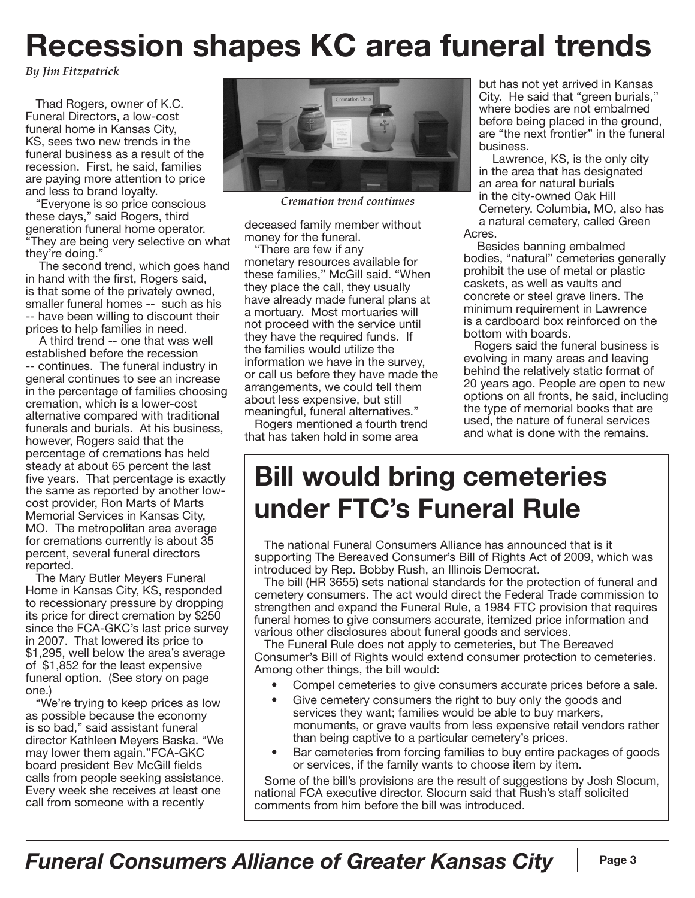# Recession shapes KC area funeral trends

*By Jim Fitzpatrick*

Thad Rogers, owner of K.C. Funeral Directors, a low-cost funeral home in Kansas City, KS, sees two new trends in the funeral business as a result of the recession. First, he said, families are paying more attention to price and less to brand loyalty.

"Everyone is so price conscious these days," said Rogers, third generation funeral home operator. "They are being very selective on what they're doing."

The second trend, which goes hand in hand with the first, Rogers said, is that some of the privately owned, smaller funeral homes -- such as his -- have been willing to discount their prices to help families in need.

A third trend -- one that was well established before the recession -- continues. The funeral industry in general continues to see an increase in the percentage of families choosing cremation, which is a lower-cost alternative compared with traditional funerals and burials. At his business, however, Rogers said that the percentage of cremations has held steady at about 65 percent the last five years. That percentage is exactly the same as reported by another low-cost provider, Ron Marts of Marts Memorial Services in Kansas City, MO. The metropolitan area average for cremations currently is about 35 percent, several funeral directors reported.

The Mary Butler Meyers Funeral Home in Kansas City, KS, responded to recessionary pressure by dropping its price for direct cremation by $250 since the FCA-GKC's last price survey in 2007. That lowered its price to $1,295, well below the area's average of $1,852 for the least expensive funeral option. (See story on page one.)

"We're trying to keep prices as low as possible because the economy is so bad," said assistant funeral director Kathleen Meyers Baska. "We may lower them again."FCA-GKC board president Bev McGill fields calls from people seeking assistance. Every week she receives at least one call from someone with a recently deceased family member without money for the funeral.

*Cremation trend continues*

"There are few if any monetary resources available for these families," McGill said. "When they place the call, they usually have already made funeral plans at a mortuary. Most mortuaries will not proceed with the service until they have the required funds. If the families would utilize the information we have in the survey, or call us before they have made the arrangements, we could tell them about less expensive, but still meaningful, funeral alternatives."

Rogers mentioned a fourth trend that has taken hold in some area but has not yet arrived in Kansas City. He said that "green burials," where bodies are not embalmed before being placed in the ground, are "the next frontier" in the funeral business.

Lawrence, KS, is the only city in the area that has designated an area for natural burials in the city-owned Oak Hill Cemetery. Columbia, MO, also has a natural cemetery, called Green Acres.

Besides banning embalmed bodies, "natural" cemeteries generally prohibit the use of metal or plastic caskets, as well as vaults and concrete or steel grave liners. The minimum requirement in Lawrence is a cardboard box reinforced on the bottom with boards.

Rogers said the funeral business is evolving in many areas and leaving behind the relatively static format of 20 years ago. People are open to new options on all fronts, he said, including the type of memorial books that are used, the nature of funeral services and what is done with the remains.

# Bill would bring cemeteries under FTC's Funeral Rule

The national Funeral Consumers Alliance has announced that is it supporting The Bereaved Consumer's Bill of Rights Act of 2009, which was introduced by Rep. Bobby Rush, an Illinois Democrat.

The bill (HR 3655) sets national standards for the protection of funeral and cemetery consumers. The act would direct the Federal Trade commission to strengthen and expand the Funeral Rule, a 1984 FTC provision that requires funeral homes to give consumers accurate, itemized price information and various other disclosures about funeral goods and services.

The Funeral Rule does not apply to cemeteries, but The Bereaved Consumer's Bill of Rights would extend consumer protection to cemeteries. Among other things, the bill would:

- Compel cemeteries to give consumers accurate prices before a sale.
- Give cemetery consumers the right to buy only the goods and services they want; families would be able to buy markers, monuments, or grave vaults from less expensive retail vendors rather than being captive to a particular cemetery's prices.
- Bar cemeteries from forcing families to buy entire packages of goods or services, if the family wants to choose item by item.

Some of the bill's provisions are the result of suggestions by Josh Slocum, national FCA executive director. Slocum said that Rush's staff solicited comments from him before the bill was introduced.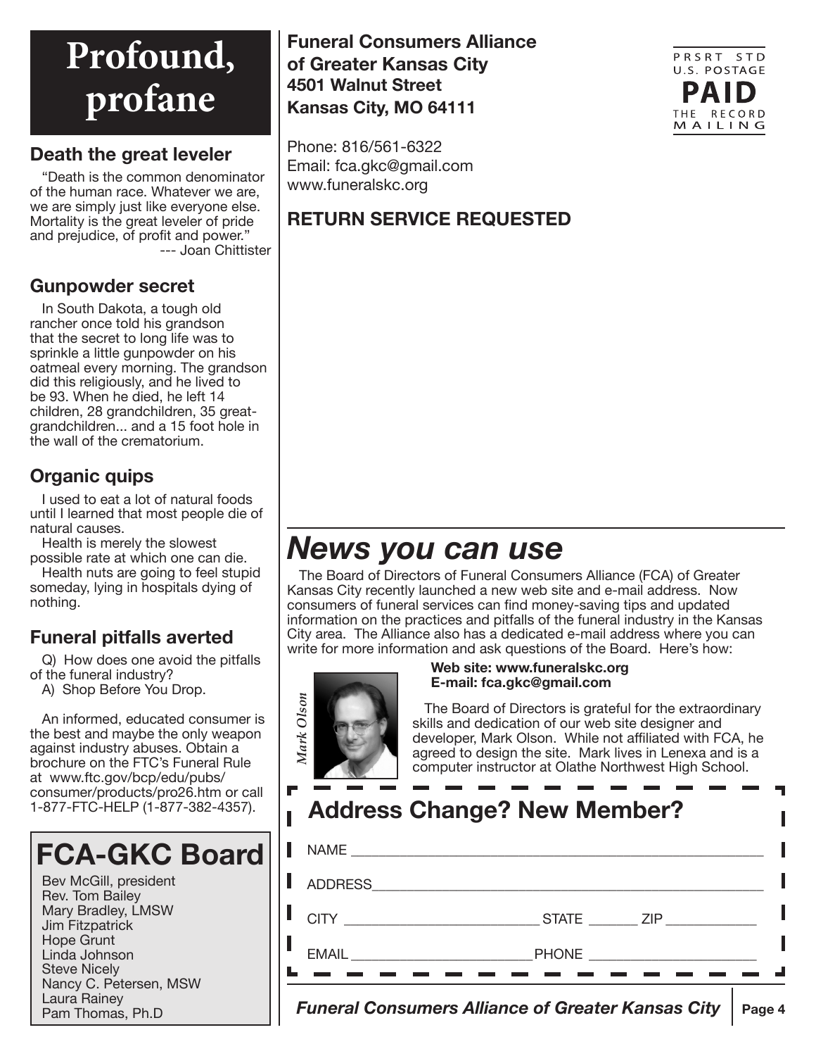# Profound, profane

## Death the great leveler

"Death is the common denominator of the human race. Whatever we are, we are simply just like everyone else. Mortality is the great leveler of pride and prejudice, of profit and power."

--- Joan Chittister

## Gunpowder secret

In South Dakota, a tough old rancher once told his grandson that the secret to long life was to sprinkle a little gunpowder on his oatmeal every morning. The grandson did this religiously, and he lived to be 93. When he died, he left 14 children, 28 grandchildren, 35 great-grandchildren... and a 15 foot hole in the wall of the crematorium.

## Organic quips

I used to eat a lot of natural foods until I learned that most people die of natural causes.

Health is merely the slowest possible rate at which one can die.

Health nuts are going to feel stupid someday, lying in hospitals dying of nothing.

## Funeral pitfalls averted

Q) How does one avoid the pitfalls of the funeral industry?

A) Shop Before You Drop.

An informed, educated consumer is the best and maybe the only weapon against industry abuses. Obtain a brochure on the FTC's Funeral Rule at www.ftc.gov/bcp/edu/pubs/consumer/products/pro26.htm or call 1-877-FTC-HELP (1-877-382-4357).

## FCA-GKC Board

Bev McGill, president
Rev. Tom Bailey
Mary Bradley, LMSW
Jim Fitzpatrick
Hope Grunt
Linda Johnson
Steve Nicely
Nancy C. Petersen, MSW
Laura Rainey
Pam Thomas, Ph.D

**Funeral Consumers Alliance of Greater Kansas City**
**4501 Walnut Street**
**Kansas City, MO 64111**

Phone: 816/561-6322
Email: fca.gkc@gmail.com
www.funeralskc.org

PRSRT STD
U.S. POSTAGE
PAID
THE RECORD MAILING

**RETURN SERVICE REQUESTED**

# *News you can use*

The Board of Directors of Funeral Consumers Alliance (FCA) of Greater Kansas City recently launched a new web site and e-mail address. Now consumers of funeral services can find money-saving tips and updated information on the practices and pitfalls of the funeral industry in the Kansas City area. The Alliance also has a dedicated e-mail address where you can write for more information and ask questions of the Board. Here's how:

**Web site: www.funeralskc.org**
**E-mail: fca.gkc@gmail.com**

*Mark Olson*

The Board of Directors is grateful for the extraordinary skills and dedication of our web site designer and developer, Mark Olson. While not affiliated with FCA, he agreed to design the site. Mark lives in Lenexa and is a computer instructor at Olathe Northwest High School.

## Address Change? New Member?

NAME ____________________________________________

ADDRESS__________________________________________

CITY ________________________ STATE _______ ZIP ____________

EMAIL ________________________ PHONE ______________________